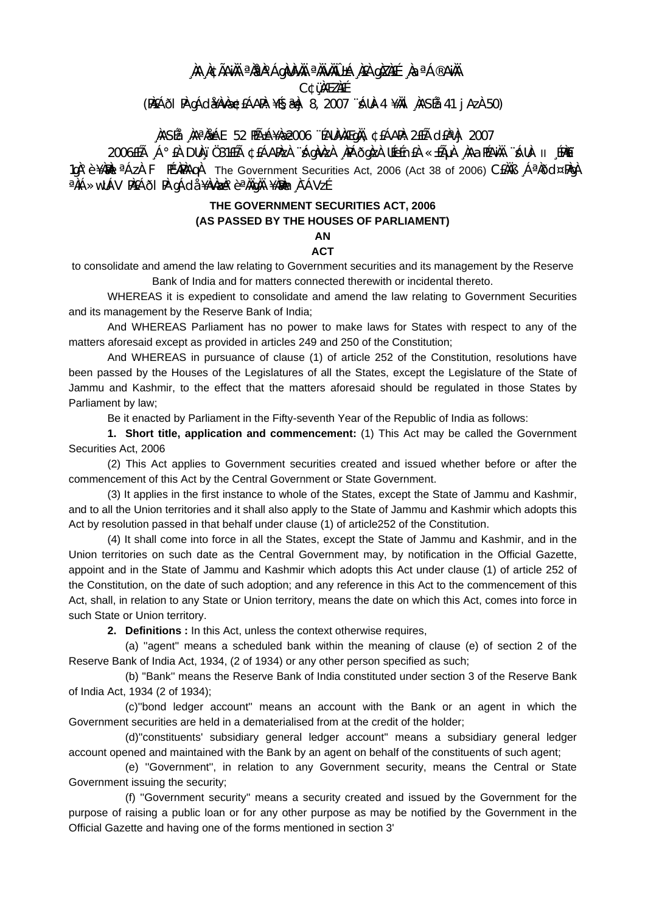¸ÀA¸À¢ÃAiÀÄ ªÀåªÀºÁgÀUÀ¼ÀÄ ªÀÄvÀÄÛ ±Á¸À£À gÀZÀ£É ¸ÀaªÁ®AiÀÄ

C¢ü¸ÀÆZÀ£É

(PÀ£ÁðlPÀ gÁdå¥ÀvÀæ ¢£ÁAPÀ: ¥É§æªÀj 8, 2007 ¨sÁUÀ-4 ¥ÀÄl ¸ÀASÉå 41 jAzÀ 50)

¸ÀASÉå ¸ÀAªÀå±ÁE 52 PÉAzÀæ±Á¸À£À 2006 ¨ÉAUÀ¼ÀÆgÀÄ, ¢£ÁAPÀ: 2£Éà d£ÀªÀj 2007

2006£Éà ¸Á°£À DUÀ¸ïÖ 31£Éà ¢£ÁAPÀzÀ ¨sÁgÀvÀzÀ ¸ÀPÁðgÀzÀ UÉeÉn£À «±ÉõÀ ¸ÀAaPÉAiÀÄ ¨sÁUÀ II ¸ÉPÀë£ï 1gÀ°è ¥ÀæPÀlªÁzÀ F PɼÀPÀAqÀ The Government Securities Act, 2006 (Act 38 of 2006) C£ÀÄß ¸ÁªÀðd¤PÀgÀ ªÀiÁ»wUÁV PÀ£ÁðlPÀ gÁdå¥ÀvÀæzÀ°è ªÀÄgÀÄ ¥ÀæPÀn¸À¯ÁVzÉ

## THE GOVERNMENT SECURITIES ACT, 2006
## (AS PASSED BY THE HOUSES OF PARLIAMENT)

### AN
### ACT

to consolidate and amend the law relating to Government securities and its management by the Reserve Bank of India and for matters connected therewith or incidental thereto.

WHEREAS it is expedient to consolidate and amend the law relating to Government Securities and its management by the Reserve Bank of India;

And WHEREAS Parliament has no power to make laws for States with respect to any of the matters aforesaid except as provided in articles 249 and 250 of the Constitution;

And WHEREAS in pursuance of clause (1) of article 252 of the Constitution, resolutions have been passed by the Houses of the Legislatures of all the States, except the Legislature of the State of Jammu and Kashmir, to the effect that the matters aforesaid should be regulated in those States by Parliament by law;

Be it enacted by Parliament in the Fifty-seventh Year of the Republic of India as follows:

**1. Short title, application and commencement:** (1) This Act may be called the Government Securities Act, 2006

(2) This Act applies to Government securities created and issued whether before or after the commencement of this Act by the Central Government or State Government.

(3) It applies in the first instance to whole of the States, except the State of Jammu and Kashmir, and to all the Union territories and it shall also apply to the State of Jammu and Kashmir which adopts this Act by resolution passed in that behalf under clause (1) of article252 of the Constitution.

(4) It shall come into force in all the States, except the State of Jammu and Kashmir, and in the Union territories on such date as the Central Government may, by notification in the Official Gazette, appoint and in the State of Jammu and Kashmir which adopts this Act under clause (1) of article 252 of the Constitution, on the date of such adoption; and any reference in this Act to the commencement of this Act, shall, in relation to any State or Union territory, means the date on which this Act, comes into force in such State or Union territory.

**2. Definitions :** In this Act, unless the context otherwise requires,

(a) "agent" means a scheduled bank within the meaning of clause (e) of section 2 of the Reserve Bank of India Act, 1934, (2 of 1934) or any other person specified as such;

(b) "Bank" means the Reserve Bank of India constituted under section 3 of the Reserve Bank of India Act, 1934 (2 of 1934);

(c)"bond ledger account" means an account with the Bank or an agent in which the Government securities are held in a dematerialised from at the credit of the holder;

(d)"constituents' subsidiary general ledger account" means a subsidiary general ledger account opened and maintained with the Bank by an agent on behalf of the constituents of such agent;

(e) "Government", in relation to any Government security, means the Central or State Government issuing the security;

(f) "Government security" means a security created and issued by the Government for the purpose of raising a public loan or for any other purpose as may be notified by the Government in the Official Gazette and having one of the forms mentioned in section 3'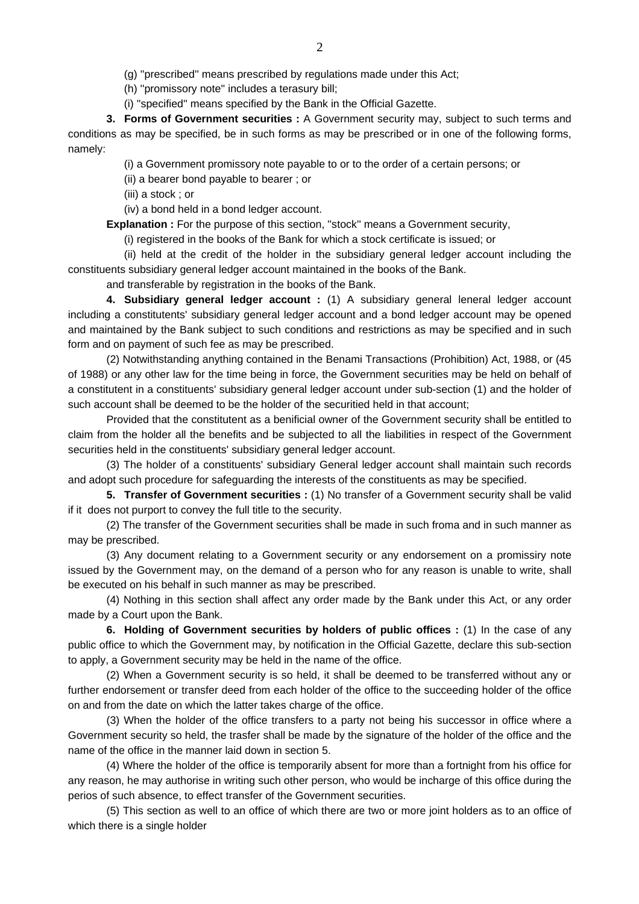(g) "prescribed" means prescribed by regulations made under this Act;

(h) "promissory note" includes a terasury bill;

(i) "specified" means specified by the Bank in the Official Gazette.

**3. Forms of Government securities :** A Government security may, subject to such terms and conditions as may be specified, be in such forms as may be prescribed or in one of the following forms, namely:

(i) a Government promissory note payable to or to the order of a certain persons; or

(ii) a bearer bond payable to bearer ; or

(iii) a stock ; or

(iv) a bond held in a bond ledger account.

**Explanation :** For the purpose of this section, "stock" means a Government security,

(i) registered in the books of the Bank for which a stock certificate is issued; or

(ii) held at the credit of the holder in the subsidiary general ledger account including the constituents subsidiary general ledger account maintained in the books of the Bank.

and transferable by registration in the books of the Bank.

**4. Subsidiary general ledger account :** (1) A subsidiary general leneral ledger account including a constitutents' subsidiary general ledger account and a bond ledger account may be opened and maintained by the Bank subject to such conditions and restrictions as may be specified and in such form and on payment of such fee as may be prescribed.

(2) Notwithstanding anything contained in the Benami Transactions (Prohibition) Act, 1988, or (45 of 1988) or any other law for the time being in force, the Government securities may be held on behalf of a constitutent in a constituents' subsidiary general ledger account under sub-section (1) and the holder of such account shall be deemed to be the holder of the securitied held in that account;

Provided that the constitutent as a benificial owner of the Government security shall be entitled to claim from the holder all the benefits and be subjected to all the liabilities in respect of the Government securities held in the constituents' subsidiary general ledger account.

(3) The holder of a constituents' subsidiary General ledger account shall maintain such records and adopt such procedure for safeguarding the interests of the constituents as may be specified.

**5. Transfer of Government securities :** (1) No transfer of a Government security shall be valid if it does not purport to convey the full title to the security.

(2) The transfer of the Government securities shall be made in such froma and in such manner as may be prescribed.

(3) Any document relating to a Government security or any endorsement on a promissiry note issued by the Government may, on the demand of a person who for any reason is unable to write, shall be executed on his behalf in such manner as may be prescribed.

(4) Nothing in this section shall affect any order made by the Bank under this Act, or any order made by a Court upon the Bank.

**6. Holding of Government securities by holders of public offices :** (1) In the case of any public office to which the Government may, by notification in the Official Gazette, declare this sub-section to apply, a Government security may be held in the name of the office.

(2) When a Government security is so held, it shall be deemed to be transferred without any or further endorsement or transfer deed from each holder of the office to the succeeding holder of the office on and from the date on which the latter takes charge of the office.

(3) When the holder of the office transfers to a party not being his successor in office where a Government security so held, the trasfer shall be made by the signature of the holder of the office and the name of the office in the manner laid down in section 5.

(4) Where the holder of the office is temporarily absent for more than a fortnight from his office for any reason, he may authorise in writing such other person, who would be incharge of this office during the perios of such absence, to effect transfer of the Government securities.

(5) This section as well to an office of which there are two or more joint holders as to an office of which there is a single holder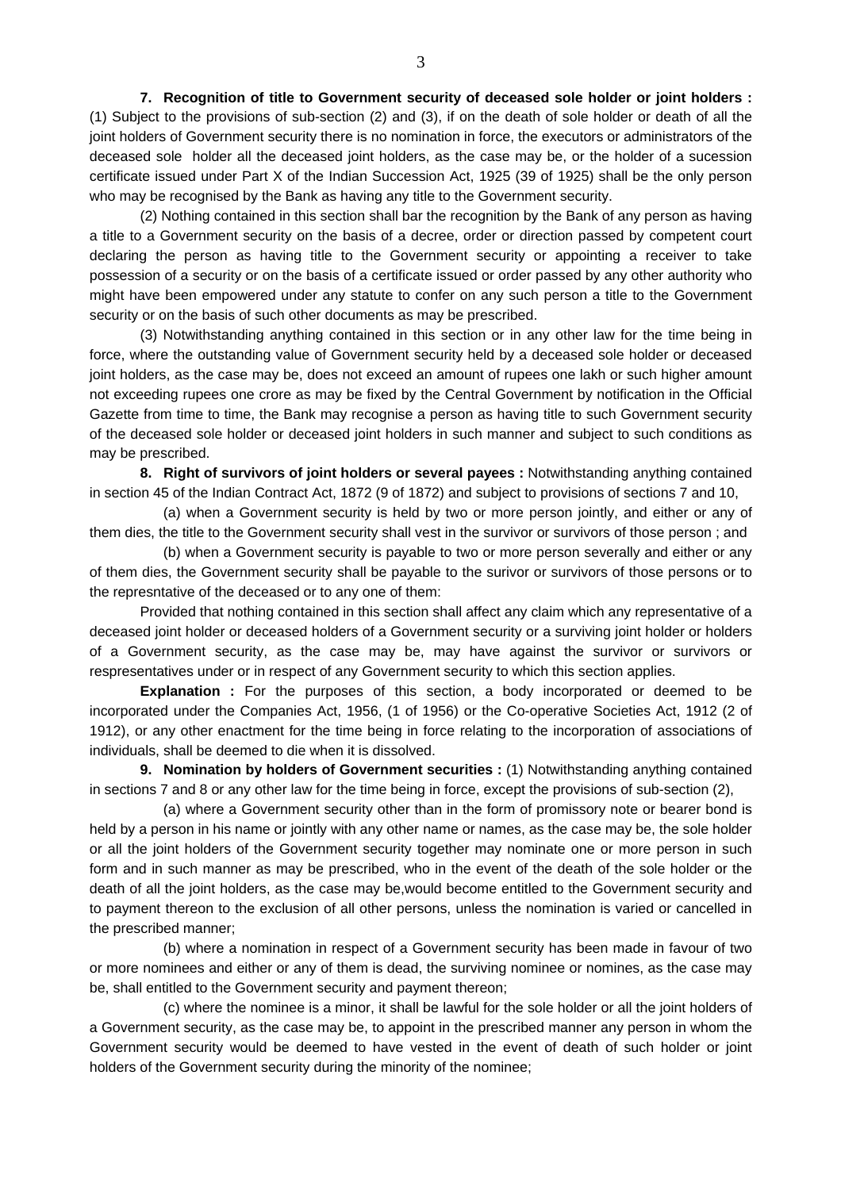**7. Recognition of title to Government security of deceased sole holder or joint holders :** (1) Subject to the provisions of sub-section (2) and (3), if on the death of sole holder or death of all the joint holders of Government security there is no nomination in force, the executors or administrators of the deceased sole holder all the deceased joint holders, as the case may be, or the holder of a sucession certificate issued under Part X of the Indian Succession Act, 1925 (39 of 1925) shall be the only person who may be recognised by the Bank as having any title to the Government security.

(2) Nothing contained in this section shall bar the recognition by the Bank of any person as having a title to a Government security on the basis of a decree, order or direction passed by competent court declaring the person as having title to the Government security or appointing a receiver to take possession of a security or on the basis of a certificate issued or order passed by any other authority who might have been empowered under any statute to confer on any such person a title to the Government security or on the basis of such other documents as may be prescribed.

(3) Notwithstanding anything contained in this section or in any other law for the time being in force, where the outstanding value of Government security held by a deceased sole holder or deceased joint holders, as the case may be, does not exceed an amount of rupees one lakh or such higher amount not exceeding rupees one crore as may be fixed by the Central Government by notification in the Official Gazette from time to time, the Bank may recognise a person as having title to such Government security of the deceased sole holder or deceased joint holders in such manner and subject to such conditions as may be prescribed.

**8. Right of survivors of joint holders or several payees :** Notwithstanding anything contained in section 45 of the Indian Contract Act, 1872 (9 of 1872) and subject to provisions of sections 7 and 10,

(a) when a Government security is held by two or more person jointly, and either or any of them dies, the title to the Government security shall vest in the survivor or survivors of those person ; and

(b) when a Government security is payable to two or more person severally and either or any of them dies, the Government security shall be payable to the surivor or survivors of those persons or to the represntative of the deceased or to any one of them:

Provided that nothing contained in this section shall affect any claim which any representative of a deceased joint holder or deceased holders of a Government security or a surviving joint holder or holders of a Government security, as the case may be, may have against the survivor or survivors or respresentatives under or in respect of any Government security to which this section applies.

**Explanation :** For the purposes of this section, a body incorporated or deemed to be incorporated under the Companies Act, 1956, (1 of 1956) or the Co-operative Societies Act, 1912 (2 of 1912), or any other enactment for the time being in force relating to the incorporation of associations of individuals, shall be deemed to die when it is dissolved.

**9. Nomination by holders of Government securities :** (1) Notwithstanding anything contained in sections 7 and 8 or any other law for the time being in force, except the provisions of sub-section (2),

(a) where a Government security other than in the form of promissory note or bearer bond is held by a person in his name or jointly with any other name or names, as the case may be, the sole holder or all the joint holders of the Government security together may nominate one or more person in such form and in such manner as may be prescribed, who in the event of the death of the sole holder or the death of all the joint holders, as the case may be,would become entitled to the Government security and to payment thereon to the exclusion of all other persons, unless the nomination is varied or cancelled in the prescribed manner;

(b) where a nomination in respect of a Government security has been made in favour of two or more nominees and either or any of them is dead, the surviving nominee or nomines, as the case may be, shall entitled to the Government security and payment thereon;

(c) where the nominee is a minor, it shall be lawful for the sole holder or all the joint holders of a Government security, as the case may be, to appoint in the prescribed manner any person in whom the Government security would be deemed to have vested in the event of death of such holder or joint holders of the Government security during the minority of the nominee;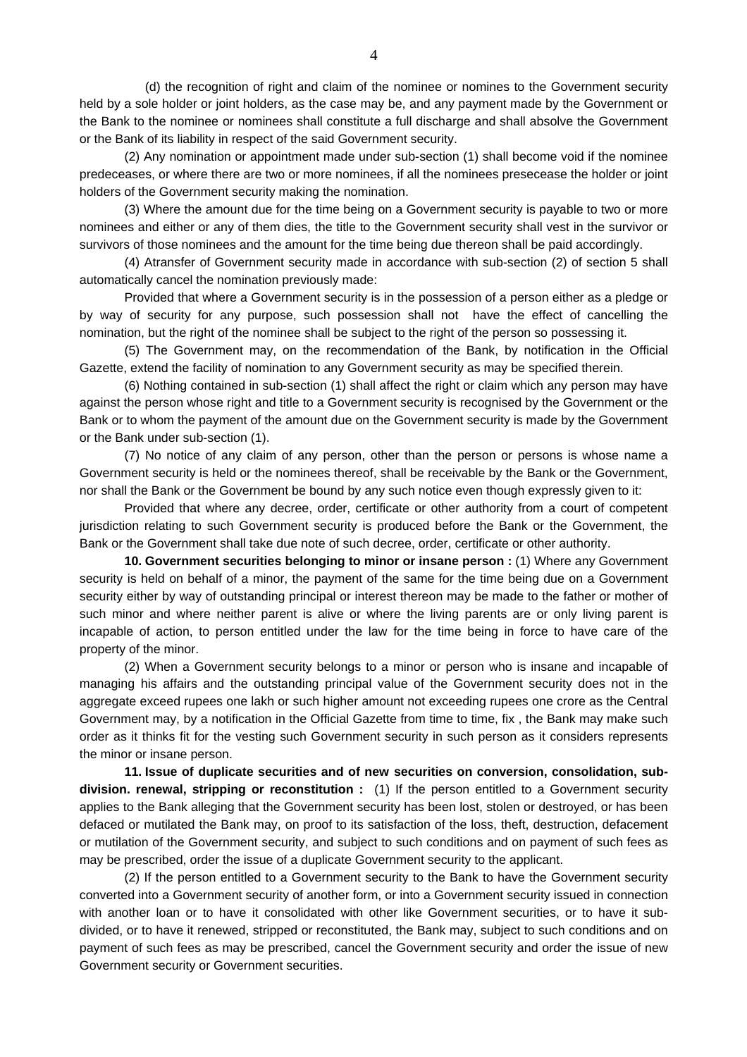(d) the recognition of right and claim of the nominee or nomines to the Government security held by a sole holder or joint holders, as the case may be, and any payment made by the Government or the Bank to the nominee or nominees shall constitute a full discharge and shall absolve the Government or the Bank of its liability in respect of the said Government security.

(2) Any nomination or appointment made under sub-section (1) shall become void if the nominee predeceases, or where there are two or more nominees, if all the nominees presecease the holder or joint holders of the Government security making the nomination.

(3) Where the amount due for the time being on a Government security is payable to two or more nominees and either or any of them dies, the title to the Government security shall vest in the survivor or survivors of those nominees and the amount for the time being due thereon shall be paid accordingly.

(4) Atransfer of Government security made in accordance with sub-section (2) of section 5 shall automatically cancel the nomination previously made:

Provided that where a Government security is in the possession of a person either as a pledge or by way of security for any purpose, such possession shall not have the effect of cancelling the nomination, but the right of the nominee shall be subject to the right of the person so possessing it.

(5) The Government may, on the recommendation of the Bank, by notification in the Official Gazette, extend the facility of nomination to any Government security as may be specified therein.

(6) Nothing contained in sub-section (1) shall affect the right or claim which any person may have against the person whose right and title to a Government security is recognised by the Government or the Bank or to whom the payment of the amount due on the Government security is made by the Government or the Bank under sub-section (1).

(7) No notice of any claim of any person, other than the person or persons is whose name a Government security is held or the nominees thereof, shall be receivable by the Bank or the Government, nor shall the Bank or the Government be bound by any such notice even though expressly given to it:

Provided that where any decree, order, certificate or other authority from a court of competent jurisdiction relating to such Government security is produced before the Bank or the Government, the Bank or the Government shall take due note of such decree, order, certificate or other authority.

**10. Government securities belonging to minor or insane person :** (1) Where any Government security is held on behalf of a minor, the payment of the same for the time being due on a Government security either by way of outstanding principal or interest thereon may be made to the father or mother of such minor and where neither parent is alive or where the living parents are or only living parent is incapable of action, to person entitled under the law for the time being in force to have care of the property of the minor.

(2) When a Government security belongs to a minor or person who is insane and incapable of managing his affairs and the outstanding principal value of the Government security does not in the aggregate exceed rupees one lakh or such higher amount not exceeding rupees one crore as the Central Government may, by a notification in the Official Gazette from time to time, fix , the Bank may make such order as it thinks fit for the vesting such Government security in such person as it considers represents the minor or insane person.

**11. Issue of duplicate securities and of new securities on conversion, consolidation, sub-division. renewal, stripping or reconstitution :** (1) If the person entitled to a Government security applies to the Bank alleging that the Government security has been lost, stolen or destroyed, or has been defaced or mutilated the Bank may, on proof to its satisfaction of the loss, theft, destruction, defacement or mutilation of the Government security, and subject to such conditions and on payment of such fees as may be prescribed, order the issue of a duplicate Government security to the applicant.

(2) If the person entitled to a Government security to the Bank to have the Government security converted into a Government security of another form, or into a Government security issued in connection with another loan or to have it consolidated with other like Government securities, or to have it sub-divided, or to have it renewed, stripped or reconstituted, the Bank may, subject to such conditions and on payment of such fees as may be prescribed, cancel the Government security and order the issue of new Government security or Government securities.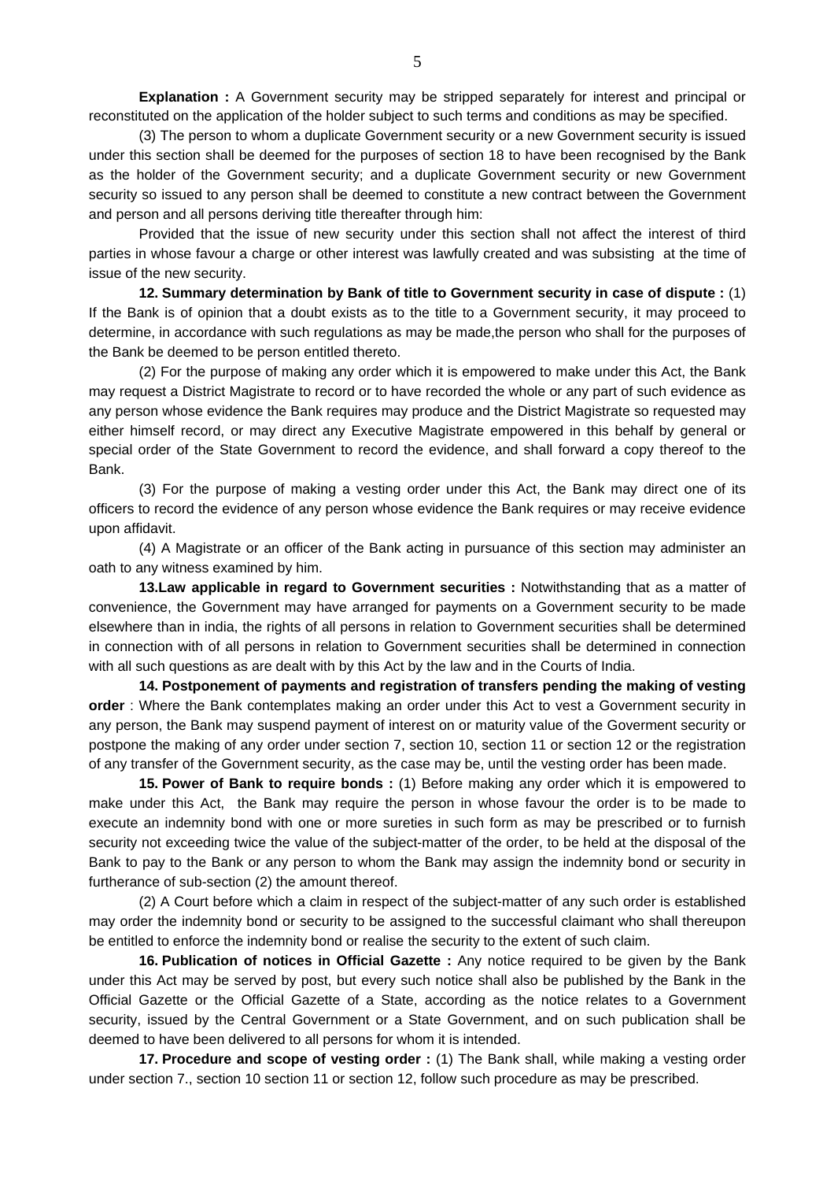**Explanation :** A Government security may be stripped separately for interest and principal or reconstituted on the application of the holder subject to such terms and conditions as may be specified.

(3) The person to whom a duplicate Government security or a new Government security is issued under this section shall be deemed for the purposes of section 18 to have been recognised by the Bank as the holder of the Government security; and a duplicate Government security or new Government security so issued to any person shall be deemed to constitute a new contract between the Government and person and all persons deriving title thereafter through him:

Provided that the issue of new security under this section shall not affect the interest of third parties in whose favour a charge or other interest was lawfully created and was subsisting at the time of issue of the new security.

**12. Summary determination by Bank of title to Government security in case of dispute :** (1) If the Bank is of opinion that a doubt exists as to the title to a Government security, it may proceed to determine, in accordance with such regulations as may be made,the person who shall for the purposes of the Bank be deemed to be person entitled thereto.

(2) For the purpose of making any order which it is empowered to make under this Act, the Bank may request a District Magistrate to record or to have recorded the whole or any part of such evidence as any person whose evidence the Bank requires may produce and the District Magistrate so requested may either himself record, or may direct any Executive Magistrate empowered in this behalf by general or special order of the State Government to record the evidence, and shall forward a copy thereof to the Bank.

(3) For the purpose of making a vesting order under this Act, the Bank may direct one of its officers to record the evidence of any person whose evidence the Bank requires or may receive evidence upon affidavit.

(4) A Magistrate or an officer of the Bank acting in pursuance of this section may administer an oath to any witness examined by him.

**13.Law applicable in regard to Government securities :** Notwithstanding that as a matter of convenience, the Government may have arranged for payments on a Government security to be made elsewhere than in india, the rights of all persons in relation to Government securities shall be determined in connection with of all persons in relation to Government securities shall be determined in connection with all such questions as are dealt with by this Act by the law and in the Courts of India.

**14. Postponement of payments and registration of transfers pending the making of vesting order** : Where the Bank contemplates making an order under this Act to vest a Government security in any person, the Bank may suspend payment of interest on or maturity value of the Goverment security or postpone the making of any order under section 7, section 10, section 11 or section 12 or the registration of any transfer of the Government security, as the case may be, until the vesting order has been made.

**15. Power of Bank to require bonds :** (1) Before making any order which it is empowered to make under this Act, the Bank may require the person in whose favour the order is to be made to execute an indemnity bond with one or more sureties in such form as may be prescribed or to furnish security not exceeding twice the value of the subject-matter of the order, to be held at the disposal of the Bank to pay to the Bank or any person to whom the Bank may assign the indemnity bond or security in furtherance of sub-section (2) the amount thereof.

(2) A Court before which a claim in respect of the subject-matter of any such order is established may order the indemnity bond or security to be assigned to the successful claimant who shall thereupon be entitled to enforce the indemnity bond or realise the security to the extent of such claim.

**16. Publication of notices in Official Gazette :** Any notice required to be given by the Bank under this Act may be served by post, but every such notice shall also be published by the Bank in the Official Gazette or the Official Gazette of a State, according as the notice relates to a Government security, issued by the Central Government or a State Government, and on such publication shall be deemed to have been delivered to all persons for whom it is intended.

**17. Procedure and scope of vesting order :** (1) The Bank shall, while making a vesting order under section 7., section 10 section 11 or section 12, follow such procedure as may be prescribed.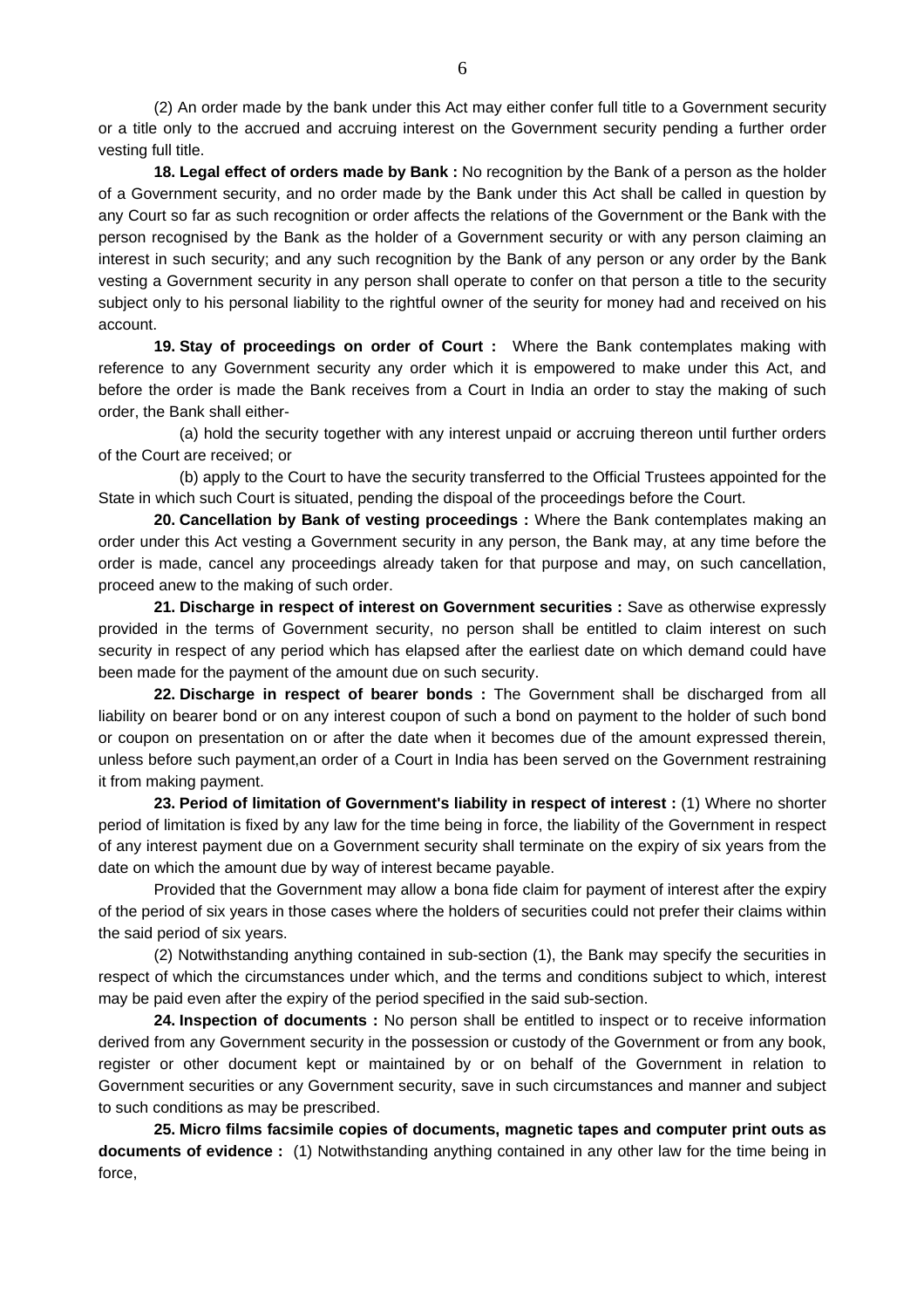(2) An order made by the bank under this Act may either confer full title to a Government security or a title only to the accrued and accruing interest on the Government security pending a further order vesting full title.

**18. Legal effect of orders made by Bank :** No recognition by the Bank of a person as the holder of a Government security, and no order made by the Bank under this Act shall be called in question by any Court so far as such recognition or order affects the relations of the Government or the Bank with the person recognised by the Bank as the holder of a Government security or with any person claiming an interest in such security; and any such recognition by the Bank of any person or any order by the Bank vesting a Government security in any person shall operate to confer on that person a title to the security subject only to his personal liability to the rightful owner of the seurity for money had and received on his account.

**19. Stay of proceedings on order of Court :** Where the Bank contemplates making with reference to any Government security any order which it is empowered to make under this Act, and before the order is made the Bank receives from a Court in India an order to stay the making of such order, the Bank shall either-

(a) hold the security together with any interest unpaid or accruing thereon until further orders of the Court are received; or

(b) apply to the Court to have the security transferred to the Official Trustees appointed for the State in which such Court is situated, pending the dispoal of the proceedings before the Court.

**20. Cancellation by Bank of vesting proceedings :** Where the Bank contemplates making an order under this Act vesting a Government security in any person, the Bank may, at any time before the order is made, cancel any proceedings already taken for that purpose and may, on such cancellation, proceed anew to the making of such order.

**21. Discharge in respect of interest on Government securities :** Save as otherwise expressly provided in the terms of Government security, no person shall be entitled to claim interest on such security in respect of any period which has elapsed after the earliest date on which demand could have been made for the payment of the amount due on such security.

**22. Discharge in respect of bearer bonds :** The Government shall be discharged from all liability on bearer bond or on any interest coupon of such a bond on payment to the holder of such bond or coupon on presentation on or after the date when it becomes due of the amount expressed therein, unless before such payment,an order of a Court in India has been served on the Government restraining it from making payment.

**23. Period of limitation of Government's liability in respect of interest :** (1) Where no shorter period of limitation is fixed by any law for the time being in force, the liability of the Government in respect of any interest payment due on a Government security shall terminate on the expiry of six years from the date on which the amount due by way of interest became payable.

Provided that the Government may allow a bona fide claim for payment of interest after the expiry of the period of six years in those cases where the holders of securities could not prefer their claims within the said period of six years.

(2) Notwithstanding anything contained in sub-section (1), the Bank may specify the securities in respect of which the circumstances under which, and the terms and conditions subject to which, interest may be paid even after the expiry of the period specified in the said sub-section.

**24. Inspection of documents :** No person shall be entitled to inspect or to receive information derived from any Government security in the possession or custody of the Government or from any book, register or other document kept or maintained by or on behalf of the Government in relation to Government securities or any Government security, save in such circumstances and manner and subject to such conditions as may be prescribed.

**25. Micro films facsimile copies of documents, magnetic tapes and computer print outs as documents of evidence :** (1) Notwithstanding anything contained in any other law for the time being in force,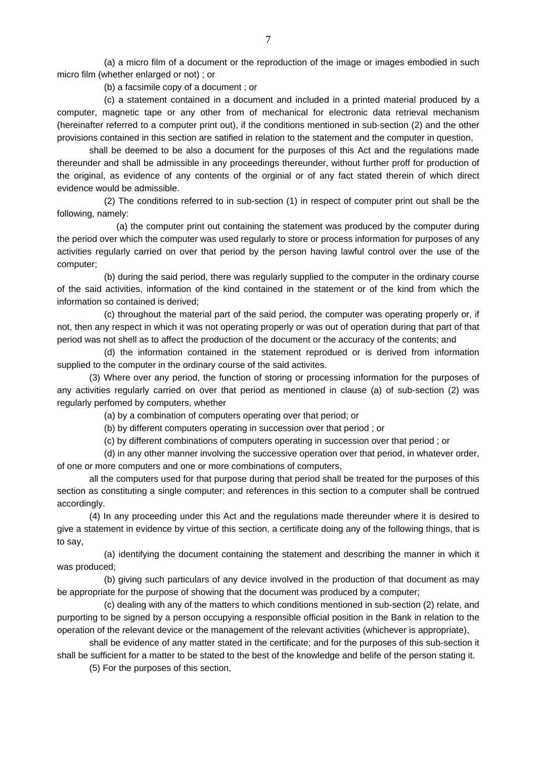(a) a micro film of a document or the reproduction of the image or images embodied in such micro film (whether enlarged or not) ; or

(b) a facsimile copy of a document ; or

(c) a statement contained in a document and included in a printed material produced by a computer, magnetic tape or any other from of mechanical for electronic data retrieval mechanism (hereinafter referred to a computer print out), if the conditions mentioned in sub-section (2) and the other provisions contained in this section are satified in relation to the statement and the computer in question,

shall be deemed to be also a document for the purposes of this Act and the regulations made thereunder and shall be admissible in any proceedings thereunder, without further proff for production of the original, as evidence of any contents of the orginial or of any fact stated therein of which direct evidence would be admissible.

(2) The conditions referred to in sub-section (1) in respect of computer print out shall be the following, namely:

(a) the computer print out containing the statement was produced by the computer during the period over which the computer was used regularly to store or process information for purposes of any activities regularly carried on over that period by the person having lawful control over the use of the computer;

(b) during the said period, there was regularly supplied to the computer in the ordinary course of the said activities, information of the kind contained in the statement or of the kind from which the information so contained is derived;

(c) throughout the material part of the said period, the computer was operating properly or, if not, then any respect in which it was not operating properly or was out of operation during that part of that period was not shell as to affect the production of the document or the accuracy of the contents; and

(d) the information contained in the statement reprodued or is derived from information supplied to the computer in the ordinary course of the said activites.

(3) Where over any period, the function of storing or processing information for the purposes of any activities regularly carried on over that period as mentioned in clause (a) of sub-section (2) was regularly perfomed by computers, whether

(a) by a combination of computers operating over that period; or

(b) by different computers operating in succession over that period ; or

(c) by different combinations of computers operating in succession over that period ; or

(d) in any other manner involving the successive operation over that period, in whatever order, of one or more computers and one or more combinations of computers,

all the computers used for that purpose during that period shall be treated for the purposes of this section as constituting a single computer; and references in this section to a computer shall be contrued accordingly.

(4) In any proceeding under this Act and the regulations made thereunder where it is desired to give a statement in evidence by virtue of this section, a certificate doing any of the following things, that is to say,

(a) identifying the document containing the statement and describing the manner in which it was produced;

(b) giving such particulars of any device involved in the production of that document as may be appropriate for the purpose of showing that the document was produced by a computer;

(c) dealing with any of the matters to which conditions mentioned in sub-section (2) relate, and purporting to be signed by a person occupying a responsible official position in the Bank in relation to the operation of the relevant device or the management of the relevant activities (whichever is appropriate),

shall be evidence of any matter stated in the certificate; and for the purposes of this sub-section it shall be sufficient for a matter to be stated to the best of the knowledge and belife of the person stating it.

(5) For the purposes of this section,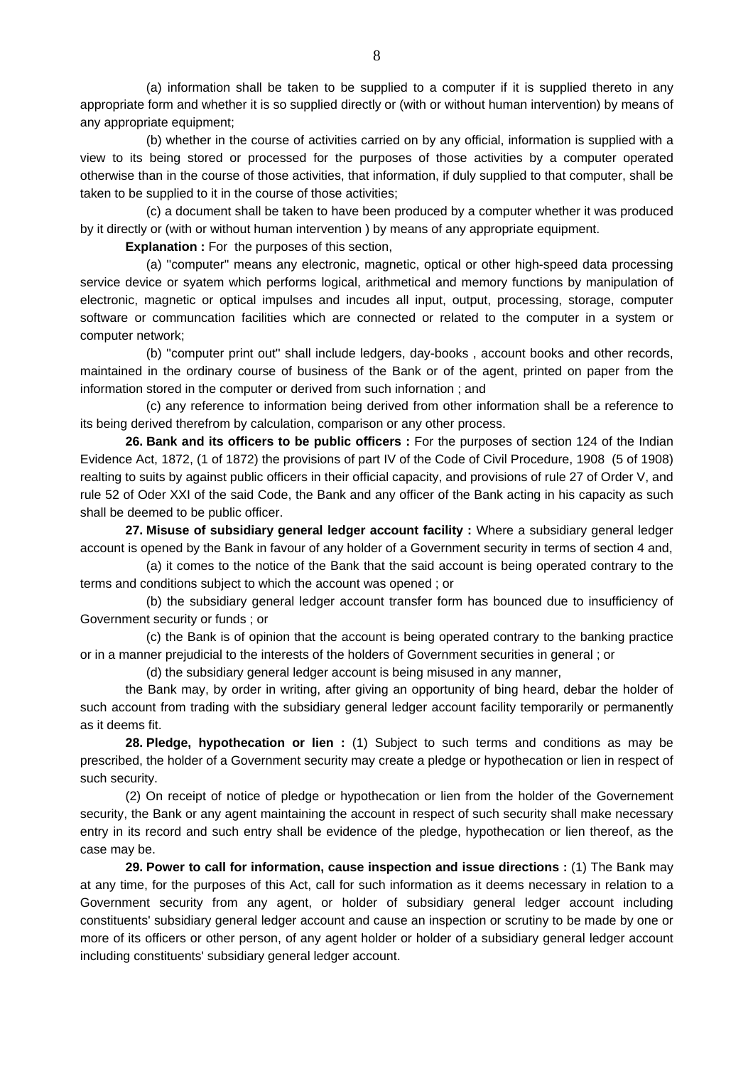(a) information shall be taken to be supplied to a computer if it is supplied thereto in any appropriate form and whether it is so supplied directly or (with or without human intervention) by means of any appropriate equipment;

(b) whether in the course of activities carried on by any official, information is supplied with a view to its being stored or processed for the purposes of those activities by a computer operated otherwise than in the course of those activities, that information, if duly supplied to that computer, shall be taken to be supplied to it in the course of those activities;

(c) a document shall be taken to have been produced by a computer whether it was produced by it directly or (with or without human intervention ) by means of any appropriate equipment.

**Explanation :** For the purposes of this section,

(a) ''computer'' means any electronic, magnetic, optical or other high-speed data processing service device or syatem which performs logical, arithmetical and memory functions by manipulation of electronic, magnetic or optical impulses and incudes all input, output, processing, storage, computer software or communcation facilities which are connected or related to the computer in a system or computer network;

(b) ''computer print out'' shall include ledgers, day-books , account books and other records, maintained in the ordinary course of business of the Bank or of the agent, printed on paper from the information stored in the computer or derived from such infornation ; and

(c) any reference to information being derived from other information shall be a reference to its being derived therefrom by calculation, comparison or any other process.

**26. Bank and its officers to be public officers :** For the purposes of section 124 of the Indian Evidence Act, 1872, (1 of 1872) the provisions of part IV of the Code of Civil Procedure, 1908 (5 of 1908) realting to suits by against public officers in their official capacity, and provisions of rule 27 of Order V, and rule 52 of Oder XXI of the said Code, the Bank and any officer of the Bank acting in his capacity as such shall be deemed to be public officer.

**27. Misuse of subsidiary general ledger account facility :** Where a subsidiary general ledger account is opened by the Bank in favour of any holder of a Government security in terms of section 4 and,

(a) it comes to the notice of the Bank that the said account is being operated contrary to the terms and conditions subject to which the account was opened ; or

(b) the subsidiary general ledger account transfer form has bounced due to insufficiency of Government security or funds ; or

(c) the Bank is of opinion that the account is being operated contrary to the banking practice or in a manner prejudicial to the interests of the holders of Government securities in general ; or

(d) the subsidiary general ledger account is being misused in any manner,

the Bank may, by order in writing, after giving an opportunity of bing heard, debar the holder of such account from trading with the subsidiary general ledger account facility temporarily or permanently as it deems fit.

**28. Pledge, hypothecation or lien :** (1) Subject to such terms and conditions as may be prescribed, the holder of a Government security may create a pledge or hypothecation or lien in respect of such security.

(2) On receipt of notice of pledge or hypothecation or lien from the holder of the Governement security, the Bank or any agent maintaining the account in respect of such security shall make necessary entry in its record and such entry shall be evidence of the pledge, hypothecation or lien thereof, as the case may be.

**29. Power to call for information, cause inspection and issue directions :** (1) The Bank may at any time, for the purposes of this Act, call for such information as it deems necessary in relation to a Government security from any agent, or holder of subsidiary general ledger account including constituents' subsidiary general ledger account and cause an inspection or scrutiny to be made by one or more of its officers or other person, of any agent holder or holder of a subsidiary general ledger account including constituents' subsidiary general ledger account.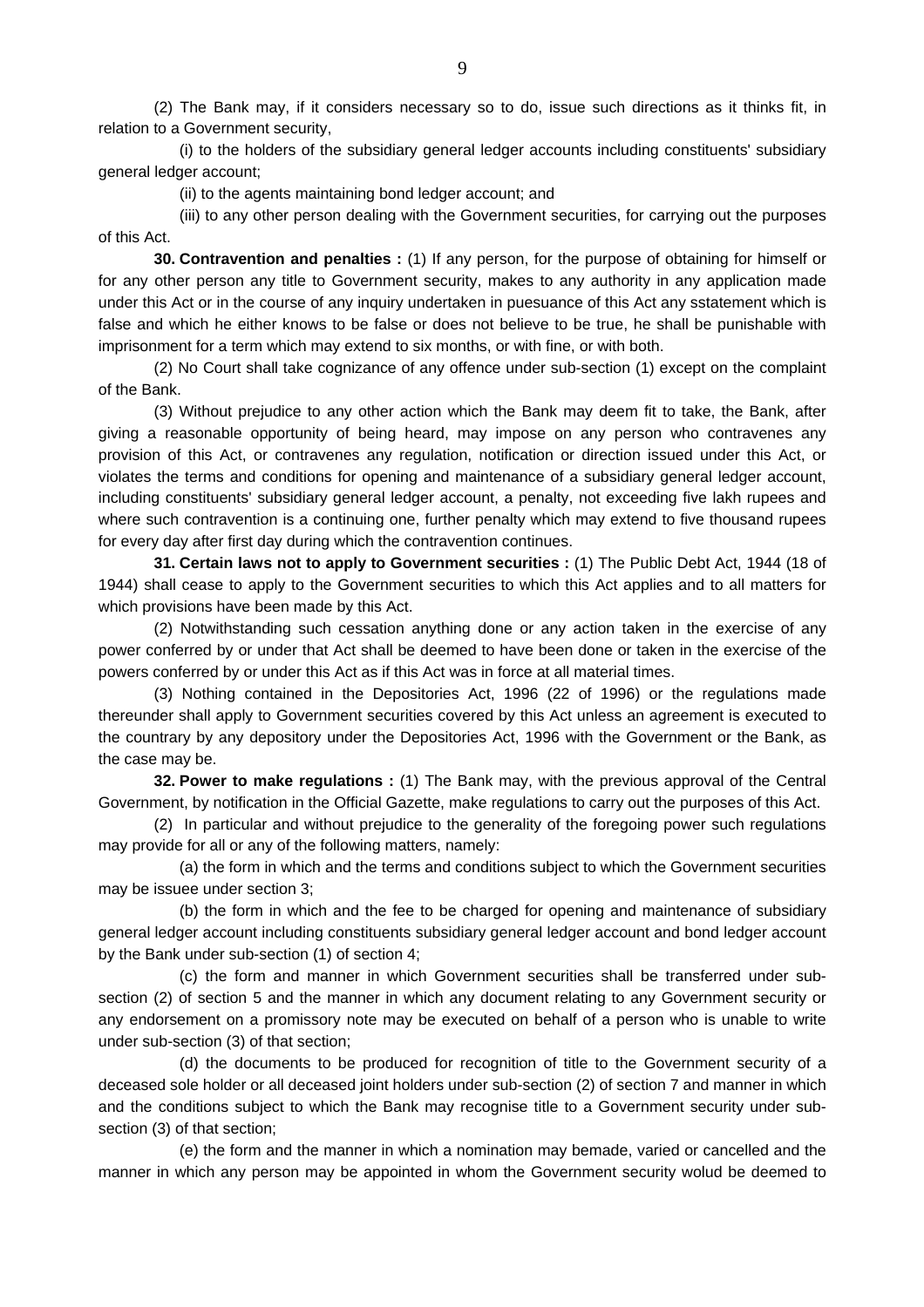(2) The Bank may, if it considers necessary so to do, issue such directions as it thinks fit, in relation to a Government security,

(i) to the holders of the subsidiary general ledger accounts including constituents' subsidiary general ledger account;

(ii) to the agents maintaining bond ledger account; and

(iii) to any other person dealing with the Government securities, for carrying out the purposes of this Act.

**30. Contravention and penalties :** (1) If any person, for the purpose of obtaining for himself or for any other person any title to Government security, makes to any authority in any application made under this Act or in the course of any inquiry undertaken in puesuance of this Act any sstatement which is false and which he either knows to be false or does not believe to be true, he shall be punishable with imprisonment for a term which may extend to six months, or with fine, or with both.

(2) No Court shall take cognizance of any offence under sub-section (1) except on the complaint of the Bank.

(3) Without prejudice to any other action which the Bank may deem fit to take, the Bank, after giving a reasonable opportunity of being heard, may impose on any person who contravenes any provision of this Act, or contravenes any regulation, notification or direction issued under this Act, or violates the terms and conditions for opening and maintenance of a subsidiary general ledger account, including constituents' subsidiary general ledger account, a penalty, not exceeding five lakh rupees and where such contravention is a continuing one, further penalty which may extend to five thousand rupees for every day after first day during which the contravention continues.

**31. Certain laws not to apply to Government securities :** (1) The Public Debt Act, 1944 (18 of 1944) shall cease to apply to the Government securities to which this Act applies and to all matters for which provisions have been made by this Act.

(2) Notwithstanding such cessation anything done or any action taken in the exercise of any power conferred by or under that Act shall be deemed to have been done or taken in the exercise of the powers conferred by or under this Act as if this Act was in force at all material times.

(3) Nothing contained in the Depositories Act, 1996 (22 of 1996) or the regulations made thereunder shall apply to Government securities covered by this Act unless an agreement is executed to the countrary by any depository under the Depositories Act, 1996 with the Government or the Bank, as the case may be.

**32. Power to make regulations :** (1) The Bank may, with the previous approval of the Central Government, by notification in the Official Gazette, make regulations to carry out the purposes of this Act.

(2) In particular and without prejudice to the generality of the foregoing power such regulations may provide for all or any of the following matters, namely:

(a) the form in which and the terms and conditions subject to which the Government securities may be issuee under section 3;

(b) the form in which and the fee to be charged for opening and maintenance of subsidiary general ledger account including constituents subsidiary general ledger account and bond ledger account by the Bank under sub-section (1) of section 4;

(c) the form and manner in which Government securities shall be transferred under sub-section (2) of section 5 and the manner in which any document relating to any Government security or any endorsement on a promissory note may be executed on behalf of a person who is unable to write under sub-section (3) of that section;

(d) the documents to be produced for recognition of title to the Government security of a deceased sole holder or all deceased joint holders under sub-section (2) of section 7 and manner in which and the conditions subject to which the Bank may recognise title to a Government security under sub-section (3) of that section;

(e) the form and the manner in which a nomination may bemade, varied or cancelled and the manner in which any person may be appointed in whom the Government security wolud be deemed to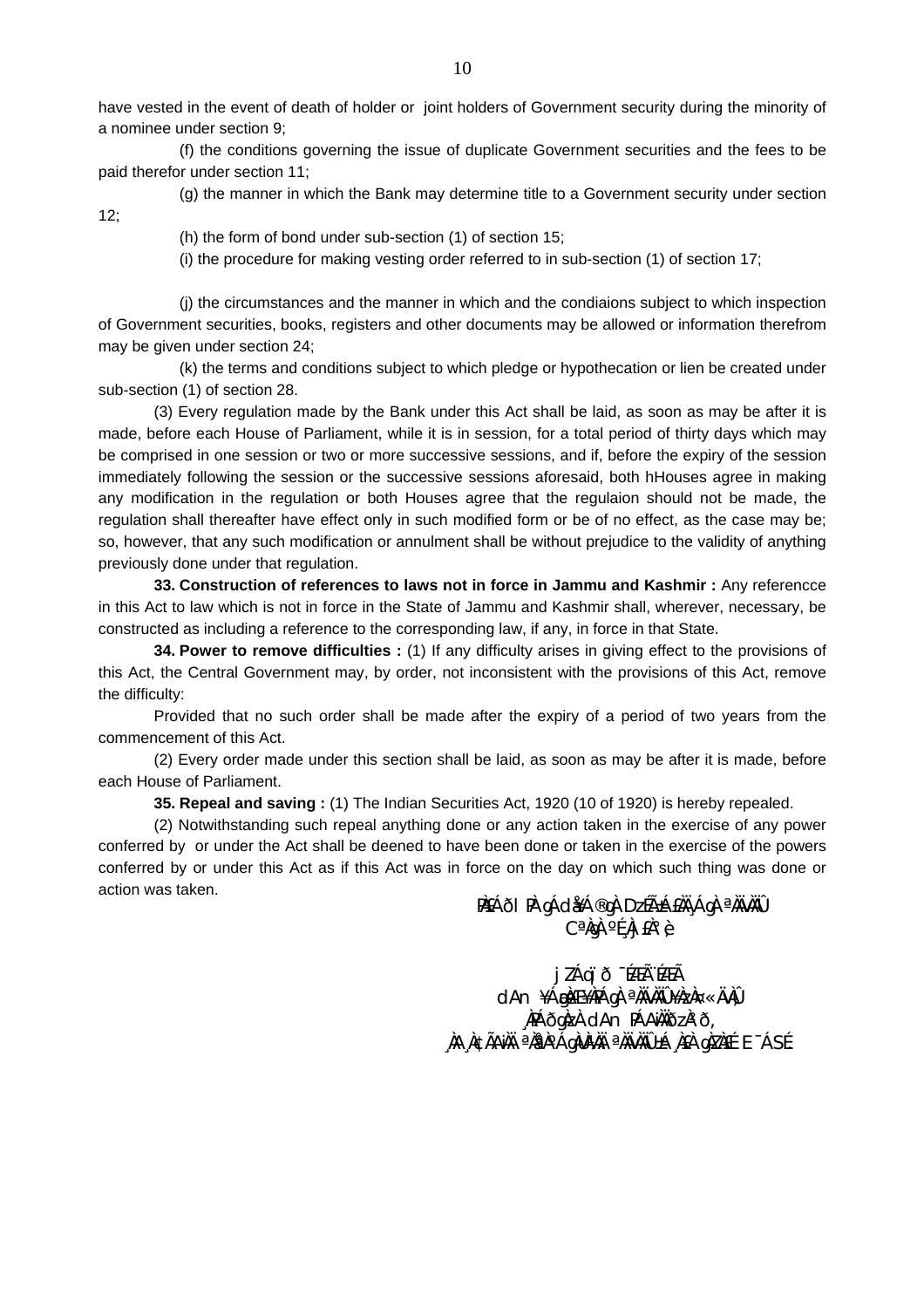have vested in the event of death of holder or joint holders of Government security during the minority of a nominee under section 9;

(f) the conditions governing the issue of duplicate Government securities and the fees to be paid therefor under section 11;

(g) the manner in which the Bank may determine title to a Government security under section 12;

(h) the form of bond under sub-section (1) of section 15;

(i) the procedure for making vesting order referred to in sub-section (1) of section 17;

(j) the circumstances and the manner in which and the condiaions subject to which inspection of Government securities, books, registers and other documents may be allowed or information therefrom may be given under section 24;

(k) the terms and conditions subject to which pledge or hypothecation or lien be created under sub-section (1) of section 28.

(3) Every regulation made by the Bank under this Act shall be laid, as soon as may be after it is made, before each House of Parliament, while it is in session, for a total period of thirty days which may be comprised in one session or two or more successive sessions, and if, before the expiry of the session immediately following the session or the successive sessions aforesaid, both hHouses agree in making any modification in the regulation or both Houses agree that the regulaion should not be made, the regulation shall thereafter have effect only in such modified form or be of no effect, as the case may be; so, however, that any such modification or annulment shall be without prejudice to the validity of anything previously done under that regulation.

**33. Construction of references to laws not in force in Jammu and Kashmir :** Any referencce in this Act to law which is not in force in the State of Jammu and Kashmir shall, wherever, necessary, be constructed as including a reference to the corresponding law, if any, in force in that State.

**34. Power to remove difficulties :** (1) If any difficulty arises in giving effect to the provisions of this Act, the Central Government may, by order, not inconsistent with the provisions of this Act, remove the difficulty:

Provided that no such order shall be made after the expiry of a period of two years from the commencement of this Act.

(2) Every order made under this section shall be laid, as soon as may be after it is made, before each House of Parliament.

**35. Repeal and saving :** (1) The Indian Securities Act, 1920 (10 of 1920) is hereby repealed.

(2) Notwithstanding such repeal anything done or any action taken in the exercise of any power conferred by or under the Act shall be deened to have been done or taken in the exercise of the powers conferred by or under this Act as if this Act was in force on the day on which such thing was done or action was taken.

PÀ£ÁðlPÀ gÁdå¥ÀvÀæzÀ DzÉñÁ£ÀÄ¸ÁgÀ ªÀÄÄzÀæt
CªÀgÀ ºÉ¸Àj£À°è

jZÁqïð ¨ÉÃPÉÃ
dAn ¥ÁgÀè¯ÉªÉÄAlgÀ ªÀÄvÀÄÛ ¥ÀzÀ¤«ÄvÀÛ
¸ÀPÁðgÀzÀ dAn PÁAiÀÄðzÀ²ð,
¸ÀA¸À¢ÃAiÀÄ ªÀåªÀºÁgÀUÀ¼ÀÄ ªÀÄvÀÄÛ ±Á¸À£À gÀZÀ£É E¯ÁSÉ